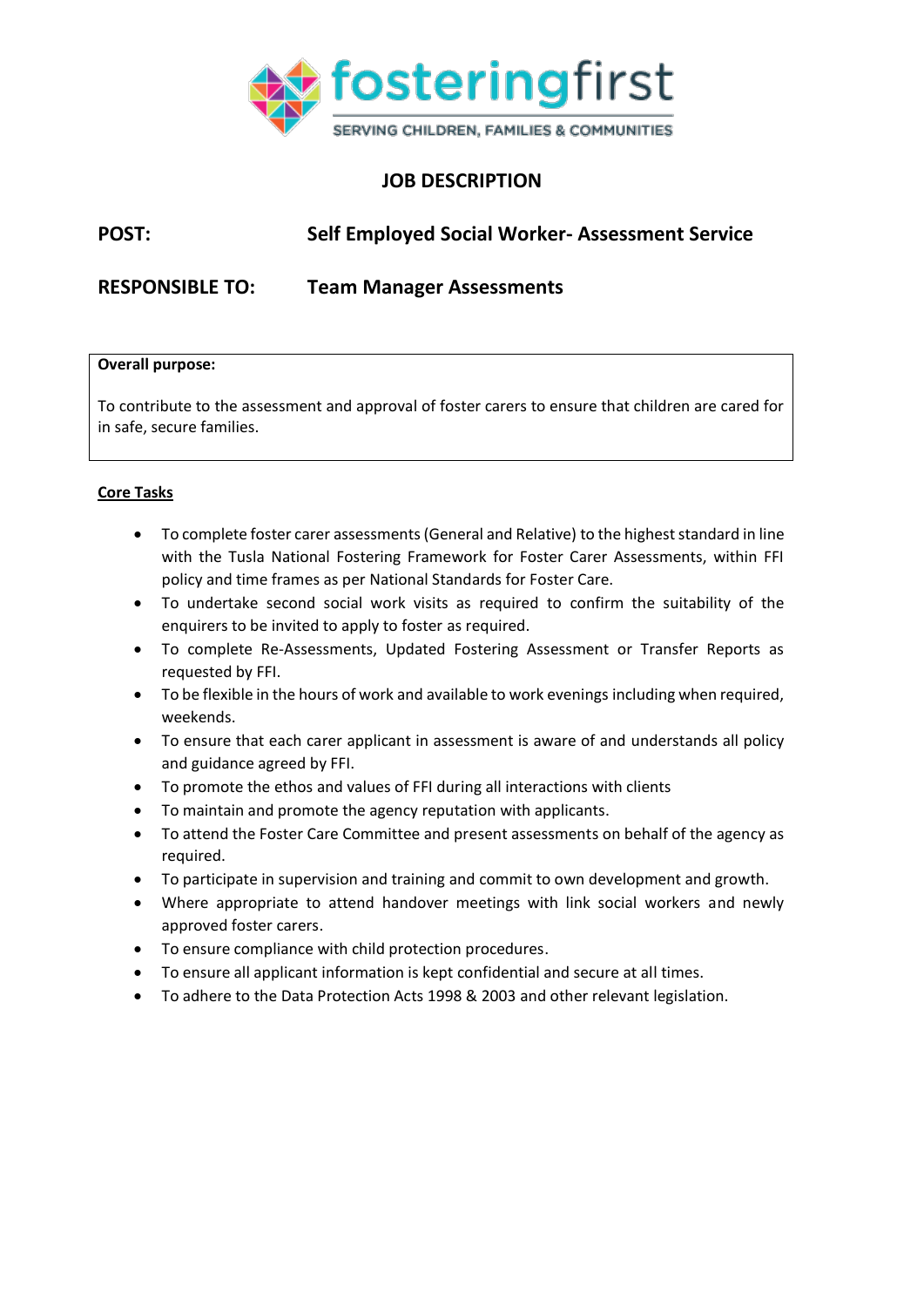fosteringfirst

SERVING CHILDREN, FAMILIES & COMMUNITIES

# JOB DESCRIPTION

**POST:** **Self Employed Social Worker- Assessment Service**

**RESPONSIBLE TO:** **Team Manager Assessments**

**Overall purpose:**

To contribute to the assessment and approval of foster carers to ensure that children are cared for in safe, secure families.

## Core Tasks

- To complete foster carer assessments (General and Relative) to the highest standard in line with the Tusla National Fostering Framework for Foster Carer Assessments, within FFI policy and time frames as per National Standards for Foster Care.
- To undertake second social work visits as required to confirm the suitability of the enquirers to be invited to apply to foster as required.
- To complete Re-Assessments, Updated Fostering Assessment or Transfer Reports as requested by FFI.
- To be flexible in the hours of work and available to work evenings including when required, weekends.
- To ensure that each carer applicant in assessment is aware of and understands all policy and guidance agreed by FFI.
- To promote the ethos and values of FFI during all interactions with clients
- To maintain and promote the agency reputation with applicants.
- To attend the Foster Care Committee and present assessments on behalf of the agency as required.
- To participate in supervision and training and commit to own development and growth.
- Where appropriate to attend handover meetings with link social workers and newly approved foster carers.
- To ensure compliance with child protection procedures.
- To ensure all applicant information is kept confidential and secure at all times.
- To adhere to the Data Protection Acts 1998 & 2003 and other relevant legislation.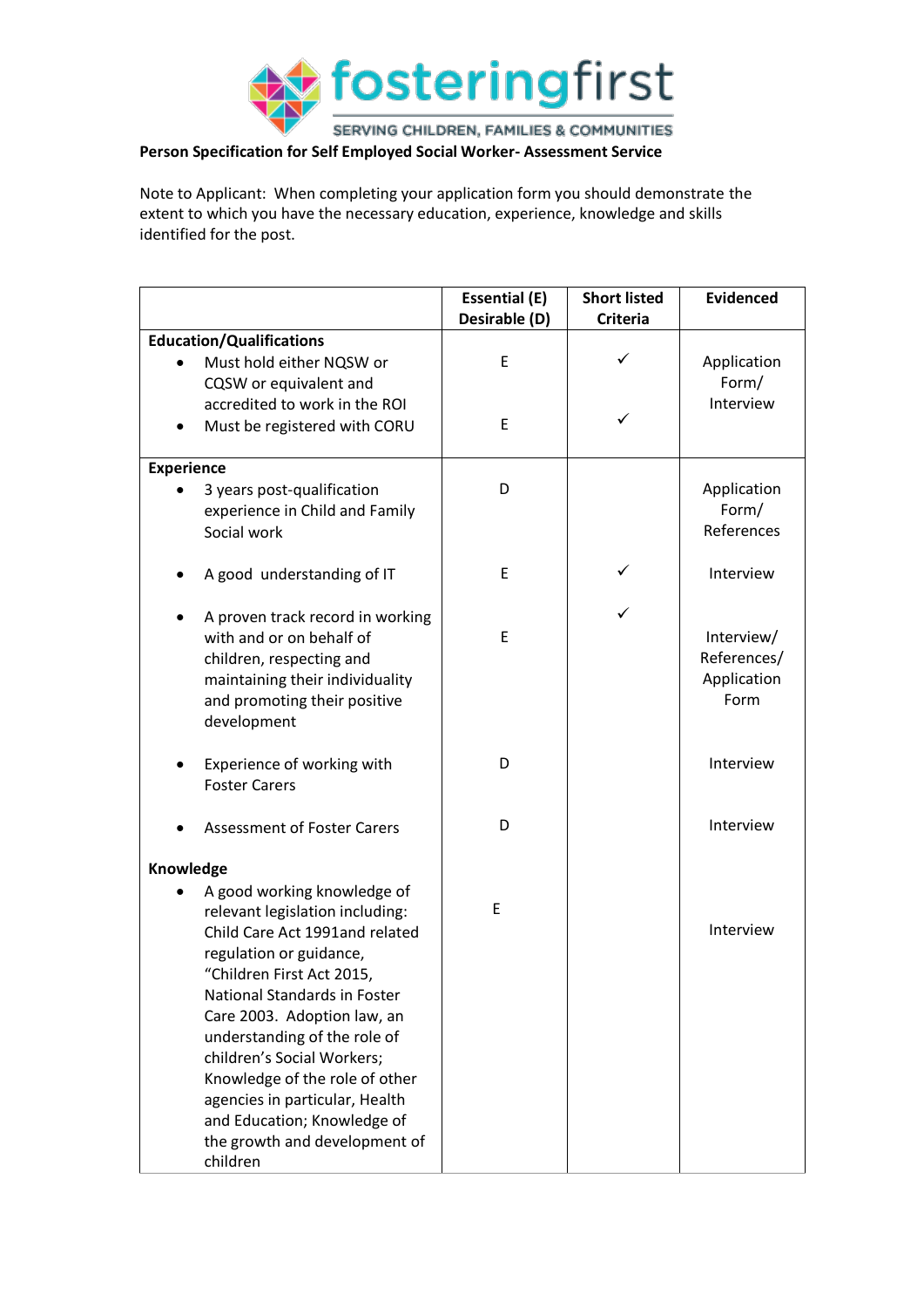fosteringfirst

SERVING CHILDREN, FAMILIES & COMMUNITIES

**Person Specification for Self Employed Social Worker- Assessment Service**

Note to Applicant: When completing your application form you should demonstrate the extent to which you have the necessary education, experience, knowledge and skills identified for the post.

| | Essential (E) Desirable (D) | Short listed Criteria | Evidenced |
|---|---|---|---|
| **Education/Qualifications** | | | |
| • Must hold either NQSW or CQSW or equivalent and accredited to work in the ROI | E | ✓ | Application Form/ Interview |
| • Must be registered with CORU | E | ✓ | |
| **Experience** | | | |
| • 3 years post-qualification experience in Child and Family Social work | D | | Application Form/ References |
| • A good understanding of IT | E | ✓ | Interview |
| • A proven track record in working with and or on behalf of children, respecting and maintaining their individuality and promoting their positive development | E | ✓ | Interview/ References/ Application Form |
| • Experience of working with Foster Carers | D | | Interview |
| • Assessment of Foster Carers | D | | Interview |
| **Knowledge** | | | |
| • A good working knowledge of relevant legislation including: Child Care Act 1991and related regulation or guidance, "Children First Act 2015, National Standards in Foster Care 2003. Adoption law, an understanding of the role of children's Social Workers; Knowledge of the role of other agencies in particular, Health and Education; Knowledge of the growth and development of children | E | | Interview |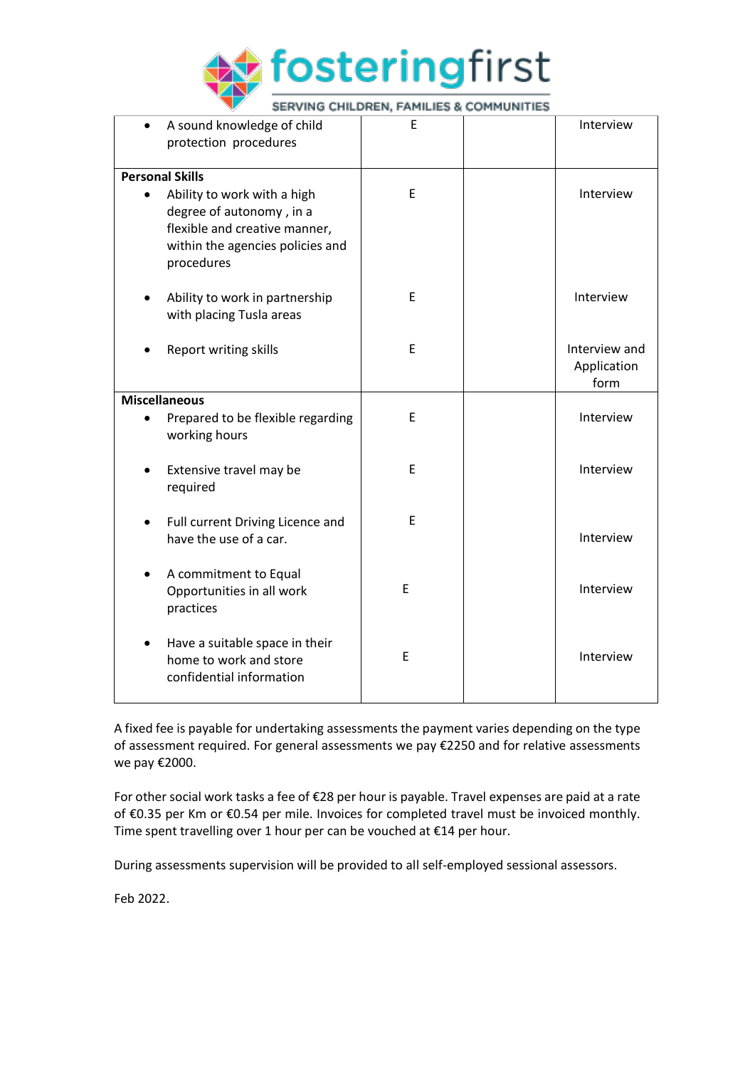| | | | |
|---|---|---|---|
| • A sound knowledge of child protection procedures | E | | Interview |
| **Personal Skills**<br>• Ability to work with a high degree of autonomy , in a flexible and creative manner, within the agencies policies and procedures | E | | Interview |
| • Ability to work in partnership with placing Tusla areas | E | | Interview |
| • Report writing skills | E | | Interview and Application form |
| **Miscellaneous**<br>• Prepared to be flexible regarding working hours | E | | Interview |
| • Extensive travel may be required | E | | Interview |
| • Full current Driving Licence and have the use of a car. | E | | Interview |
| • A commitment to Equal Opportunities in all work practices | E | | Interview |
| • Have a suitable space in their home to work and store confidential information | E | | Interview |

A fixed fee is payable for undertaking assessments the payment varies depending on the type of assessment required. For general assessments we pay €2250 and for relative assessments we pay €2000.

For other social work tasks a fee of €28 per hour is payable. Travel expenses are paid at a rate of €0.35 per Km or €0.54 per mile. Invoices for completed travel must be invoiced monthly. Time spent travelling over 1 hour per can be vouched at €14 per hour.

During assessments supervision will be provided to all self-employed sessional assessors.

Feb 2022.